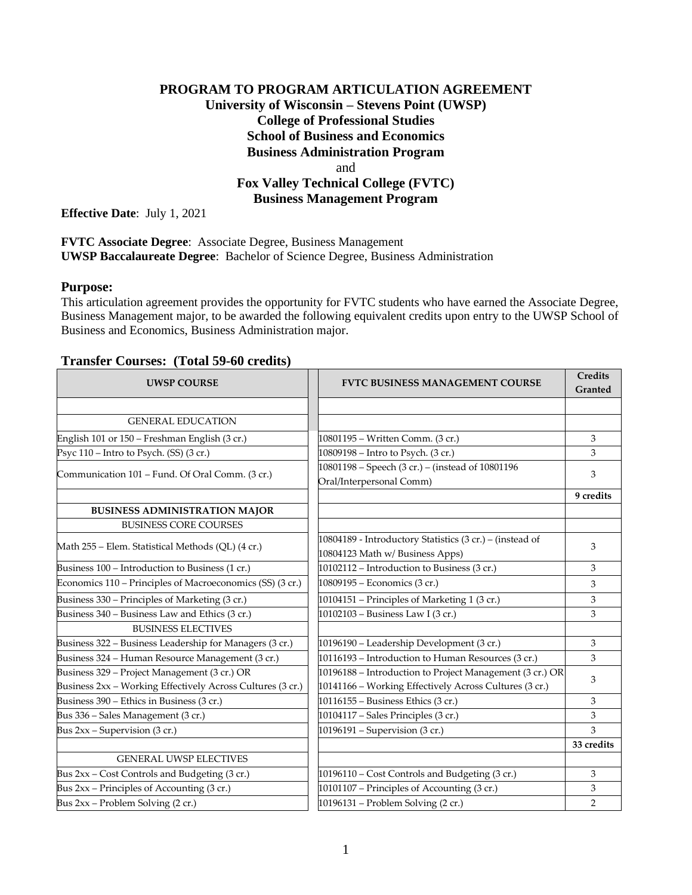# PROGRAM TO PROGRAM ARTICULATION AGREEMENT

## University of Wisconsin – Stevens Point (UWSP)

## College of Professional Studies

## School of Business and Economics

## Business Administration Program

and

## Fox Valley Technical College (FVTC)

## Business Management Program

**Effective Date**: July 1, 2021

**FVTC Associate Degree**: Associate Degree, Business Management
**UWSP Baccalaureate Degree**: Bachelor of Science Degree, Business Administration

### Purpose:

This articulation agreement provides the opportunity for FVTC students who have earned the Associate Degree, Business Management major, to be awarded the following equivalent credits upon entry to the UWSP School of Business and Economics, Business Administration major.

### Transfer Courses: (Total 59-60 credits)

| UWSP COURSE | FVTC BUSINESS MANAGEMENT COURSE | Credits Granted |
|---|---|---|
| | | |
| GENERAL EDUCATION | | |
| English 101 or 150 – Freshman English (3 cr.) | 10801195 – Written Comm. (3 cr.) | 3 |
| Psyc 110 – Intro to Psych. (SS) (3 cr.) | 10809198 – Intro to Psych. (3 cr.) | 3 |
| Communication 101 – Fund. Of Oral Comm. (3 cr.) | 10801198 – Speech (3 cr.) – (instead of 10801196 Oral/Interpersonal Comm) | 3 |
| | | **9 credits** |
| **BUSINESS ADMINISTRATION MAJOR** | | |
| BUSINESS CORE COURSES | | |
| Math 255 – Elem. Statistical Methods (QL) (4 cr.) | 10804189 - Introductory Statistics (3 cr.) – (instead of 10804123 Math w/ Business Apps) | 3 |
| Business 100 – Introduction to Business (1 cr.) | 10102112 – Introduction to Business (3 cr.) | 3 |
| Economics 110 – Principles of Macroeconomics (SS) (3 cr.) | 10809195 – Economics (3 cr.) | 3 |
| Business 330 – Principles of Marketing (3 cr.) | 10104151 – Principles of Marketing 1 (3 cr.) | 3 |
| Business 340 – Business Law and Ethics (3 cr.) | 10102103 – Business Law I (3 cr.) | 3 |
| BUSINESS ELECTIVES | | |
| Business 322 – Business Leadership for Managers (3 cr.) | 10196190 – Leadership Development (3 cr.) | 3 |
| Business 324 – Human Resource Management (3 cr.) | 10116193 – Introduction to Human Resources (3 cr.) | 3 |
| Business 329 – Project Management (3 cr.) OR Business 2xx – Working Effectively Across Cultures (3 cr.) | 10196188 – Introduction to Project Management (3 cr.) OR 10141166 – Working Effectively Across Cultures (3 cr.) | 3 |
| Business 390 – Ethics in Business (3 cr.) | 10116155 – Business Ethics (3 cr.) | 3 |
| Bus 336 – Sales Management (3 cr.) | 10104117 – Sales Principles (3 cr.) | 3 |
| Bus 2xx – Supervision (3 cr.) | 10196191 – Supervision (3 cr.) | 3 |
| | | **33 credits** |
| GENERAL UWSP ELECTIVES | | |
| Bus 2xx – Cost Controls and Budgeting (3 cr.) | 10196110 – Cost Controls and Budgeting (3 cr.) | 3 |
| Bus 2xx – Principles of Accounting (3 cr.) | 10101107 – Principles of Accounting (3 cr.) | 3 |
| Bus 2xx – Problem Solving (2 cr.) | 10196131 – Problem Solving (2 cr.) | 2 |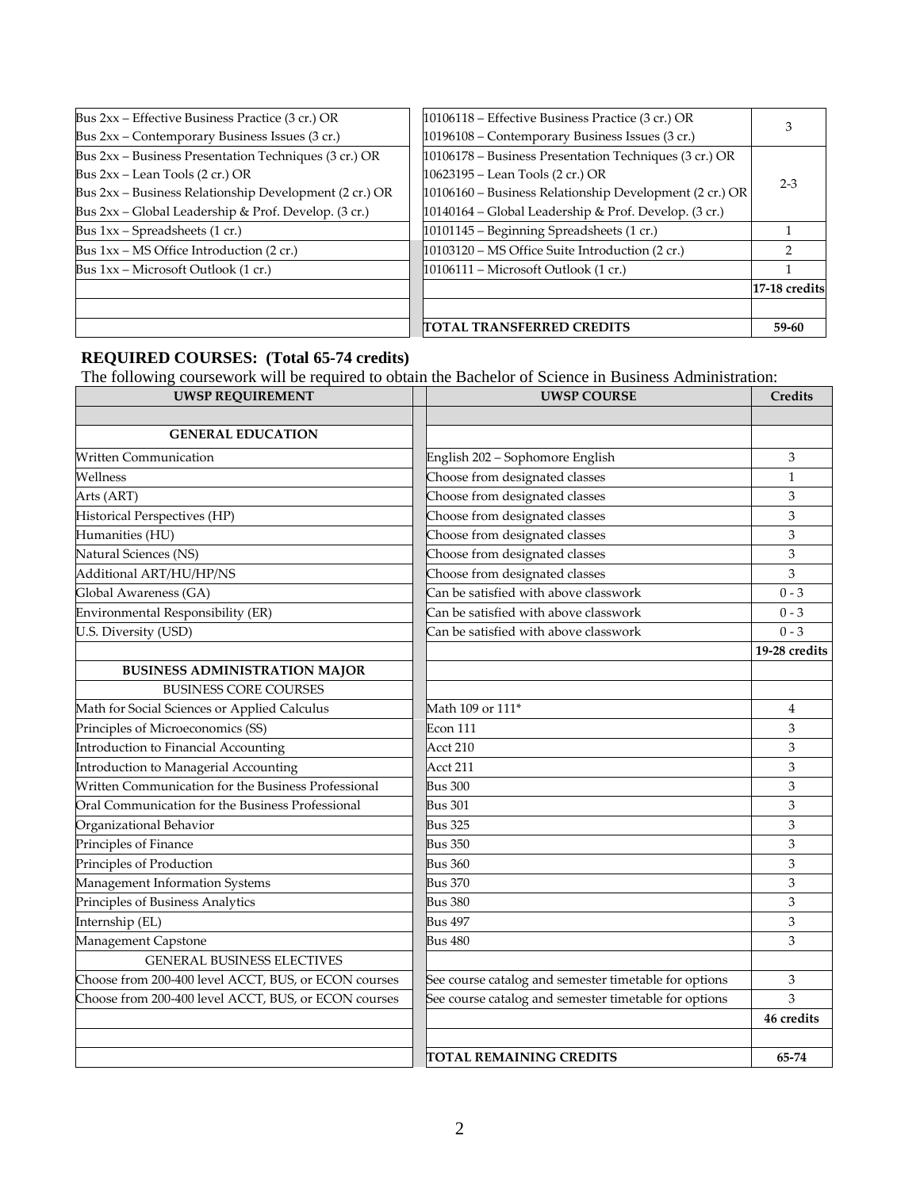| | | |
|---|---|---|
| Bus 2xx – Effective Business Practice (3 cr.) OR<br>Bus 2xx – Contemporary Business Issues (3 cr.) | 10106118 – Effective Business Practice (3 cr.) OR<br>10196108 – Contemporary Business Issues (3 cr.) | 3 |
| Bus 2xx – Business Presentation Techniques (3 cr.) OR<br>Bus 2xx – Lean Tools (2 cr.) OR<br>Bus 2xx – Business Relationship Development (2 cr.) OR<br>Bus 2xx – Global Leadership & Prof. Develop. (3 cr.) | 10106178 – Business Presentation Techniques (3 cr.) OR<br>10623195 – Lean Tools (2 cr.) OR<br>10106160 – Business Relationship Development (2 cr.) OR<br>10140164 – Global Leadership & Prof. Develop. (3 cr.) | 2-3 |
| Bus 1xx – Spreadsheets (1 cr.) | 10101145 – Beginning Spreadsheets (1 cr.) | 1 |
| Bus 1xx – MS Office Introduction (2 cr.) | 10103120 – MS Office Suite Introduction (2 cr.) | 2 |
| Bus 1xx – Microsoft Outlook (1 cr.) | 10106111 – Microsoft Outlook (1 cr.) | 1 |
| | | **17-18 credits** |
| | | |
| | **TOTAL TRANSFERRED CREDITS** | **59-60** |

## REQUIRED COURSES: (Total 65-74 credits)

The following coursework will be required to obtain the Bachelor of Science in Business Administration:

| UWSP REQUIREMENT | UWSP COURSE | Credits |
|---|---|---|
| | | |
| **GENERAL EDUCATION** | | |
| Written Communication | English 202 – Sophomore English | 3 |
| Wellness | Choose from designated classes | 1 |
| Arts (ART) | Choose from designated classes | 3 |
| Historical Perspectives (HP) | Choose from designated classes | 3 |
| Humanities (HU) | Choose from designated classes | 3 |
| Natural Sciences (NS) | Choose from designated classes | 3 |
| Additional ART/HU/HP/NS | Choose from designated classes | 3 |
| Global Awareness (GA) | Can be satisfied with above classwork | 0 - 3 |
| Environmental Responsibility (ER) | Can be satisfied with above classwork | 0 - 3 |
| U.S. Diversity (USD) | Can be satisfied with above classwork | 0 - 3 |
| | | **19-28 credits** |
| **BUSINESS ADMINISTRATION MAJOR** | | |
| BUSINESS CORE COURSES | | |
| Math for Social Sciences or Applied Calculus | Math 109 or 111* | 4 |
| Principles of Microeconomics (SS) | Econ 111 | 3 |
| Introduction to Financial Accounting | Acct 210 | 3 |
| Introduction to Managerial Accounting | Acct 211 | 3 |
| Written Communication for the Business Professional | Bus 300 | 3 |
| Oral Communication for the Business Professional | Bus 301 | 3 |
| Organizational Behavior | Bus 325 | 3 |
| Principles of Finance | Bus 350 | 3 |
| Principles of Production | Bus 360 | 3 |
| Management Information Systems | Bus 370 | 3 |
| Principles of Business Analytics | Bus 380 | 3 |
| Internship (EL) | Bus 497 | 3 |
| Management Capstone | Bus 480 | 3 |
| GENERAL BUSINESS ELECTIVES | | |
| Choose from 200-400 level ACCT, BUS, or ECON courses | See course catalog and semester timetable for options | 3 |
| Choose from 200-400 level ACCT, BUS, or ECON courses | See course catalog and semester timetable for options | 3 |
| | | **46 credits** |
| | | |
| | **TOTAL REMAINING CREDITS** | **65-74** |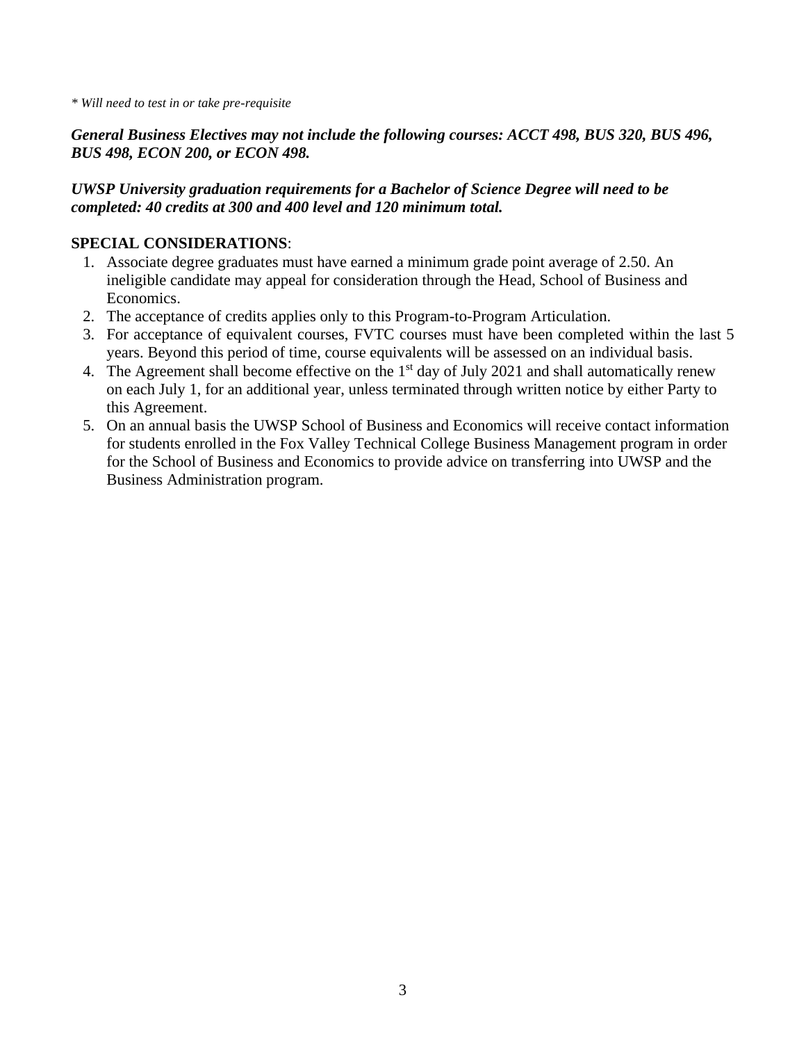*\* Will need to test in or take pre-requisite*

***General Business Electives may not include the following courses: ACCT 498, BUS 320, BUS 496, BUS 498, ECON 200, or ECON 498.***

***UWSP University graduation requirements for a Bachelor of Science Degree will need to be completed: 40 credits at 300 and 400 level and 120 minimum total.***

**SPECIAL CONSIDERATIONS**:

1. Associate degree graduates must have earned a minimum grade point average of 2.50. An ineligible candidate may appeal for consideration through the Head, School of Business and Economics.
2. The acceptance of credits applies only to this Program-to-Program Articulation.
3. For acceptance of equivalent courses, FVTC courses must have been completed within the last 5 years. Beyond this period of time, course equivalents will be assessed on an individual basis.
4. The Agreement shall become effective on the 1st day of July 2021 and shall automatically renew on each July 1, for an additional year, unless terminated through written notice by either Party to this Agreement.
5. On an annual basis the UWSP School of Business and Economics will receive contact information for students enrolled in the Fox Valley Technical College Business Management program in order for the School of Business and Economics to provide advice on transferring into UWSP and the Business Administration program.